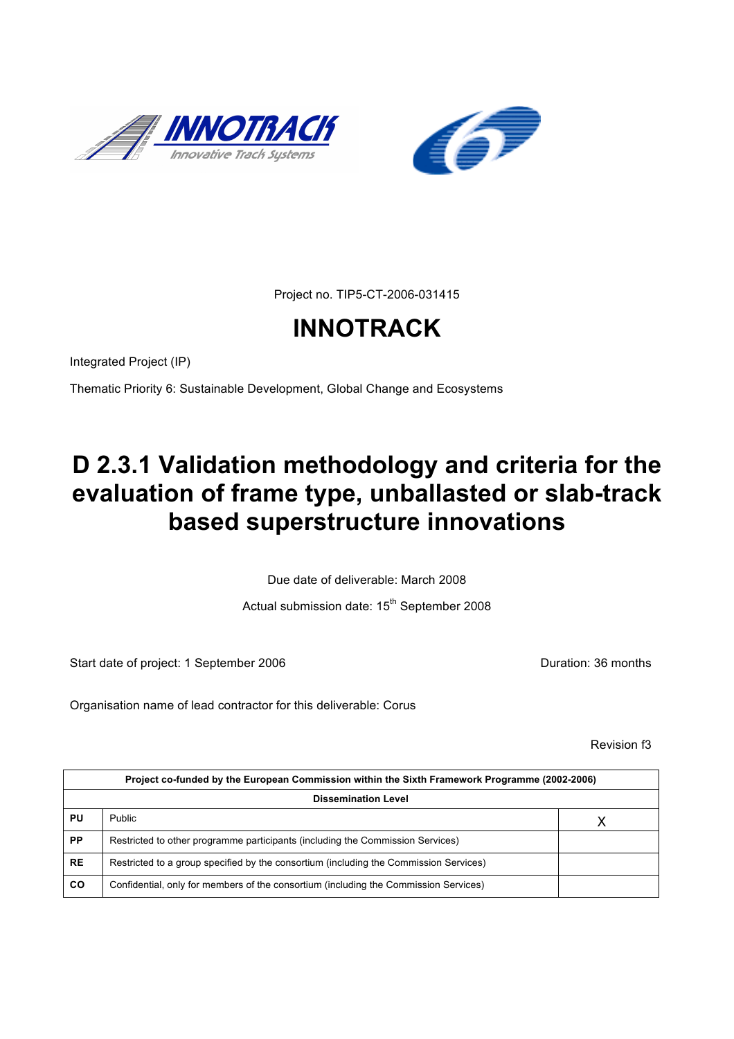Project no. TIP5-CT-2006-031415

# INNOTRACK

Integrated Project (IP)

Thematic Priority 6: Sustainable Development, Global Change and Ecosystems

# D 2.3.1 Validation methodology and criteria for the evaluation of frame type, unballasted or slab-track based superstructure innovations

Due date of deliverable: March 2008

Actual submission date: 15th September 2008

Start date of project: 1 September 2006

Duration: 36 months

Organisation name of lead contractor for this deliverable: Corus

Revision f3

| Project co-funded by the European Commission within the Sixth Framework Programme (2002-2006) | | |
|---|---|---|
| **Dissemination Level** | | |
| **PU** | Public | X |
| **PP** | Restricted to other programme participants (including the Commission Services) | |
| **RE** | Restricted to a group specified by the consortium (including the Commission Services) | |
| **CO** | Confidential, only for members of the consortium (including the Commission Services) | |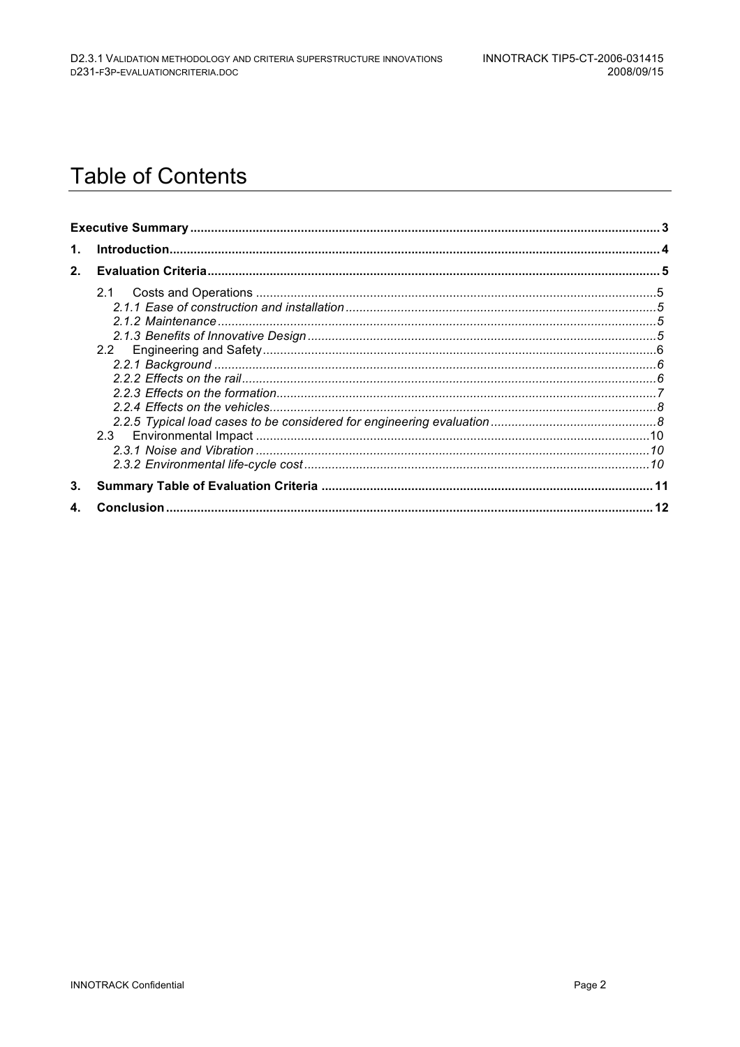# Table of Contents

**Executive Summary** ........ **3**

**1. Introduction** ........ **4**

**2. Evaluation Criteria** ........ **5**

- 2.1 Costs and Operations ........ 5
  - *2.1.1 Ease of construction and installation* ........ *5*
  - *2.1.2 Maintenance* ........ *5*
  - *2.1.3 Benefits of Innovative Design* ........ *5*
- 2.2 Engineering and Safety ........ 6
  - *2.2.1 Background* ........ *6*
  - *2.2.2 Effects on the rail* ........ *6*
  - *2.2.3 Effects on the formation* ........ *7*
  - *2.2.4 Effects on the vehicles* ........ *8*
  - *2.2.5 Typical load cases to be considered for engineering evaluation* ........ *8*
- 2.3 Environmental Impact ........ 10
  - *2.3.1 Noise and Vibration* ........ *10*
  - *2.3.2 Environmental life-cycle cost* ........ *10*

**3. Summary Table of Evaluation Criteria** ........ **11**

**4. Conclusion** ........ **12**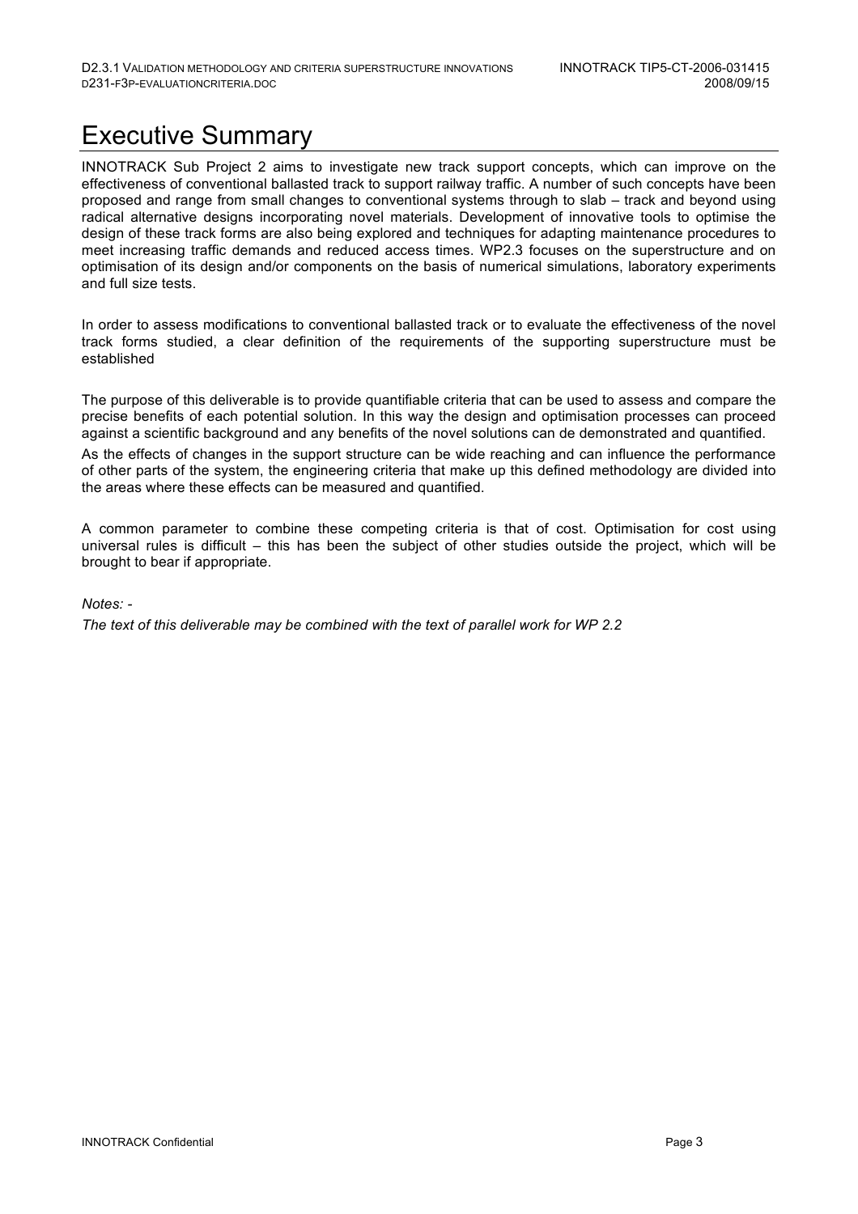# Executive Summary

INNOTRACK Sub Project 2 aims to investigate new track support concepts, which can improve on the effectiveness of conventional ballasted track to support railway traffic. A number of such concepts have been proposed and range from small changes to conventional systems through to slab – track and beyond using radical alternative designs incorporating novel materials. Development of innovative tools to optimise the design of these track forms are also being explored and techniques for adapting maintenance procedures to meet increasing traffic demands and reduced access times. WP2.3 focuses on the superstructure and on optimisation of its design and/or components on the basis of numerical simulations, laboratory experiments and full size tests.

In order to assess modifications to conventional ballasted track or to evaluate the effectiveness of the novel track forms studied, a clear definition of the requirements of the supporting superstructure must be established

The purpose of this deliverable is to provide quantifiable criteria that can be used to assess and compare the precise benefits of each potential solution. In this way the design and optimisation processes can proceed against a scientific background and any benefits of the novel solutions can de demonstrated and quantified.

As the effects of changes in the support structure can be wide reaching and can influence the performance of other parts of the system, the engineering criteria that make up this defined methodology are divided into the areas where these effects can be measured and quantified.

A common parameter to combine these competing criteria is that of cost. Optimisation for cost using universal rules is difficult – this has been the subject of other studies outside the project, which will be brought to bear if appropriate.

*Notes: -*

*The text of this deliverable may be combined with the text of parallel work for WP 2.2*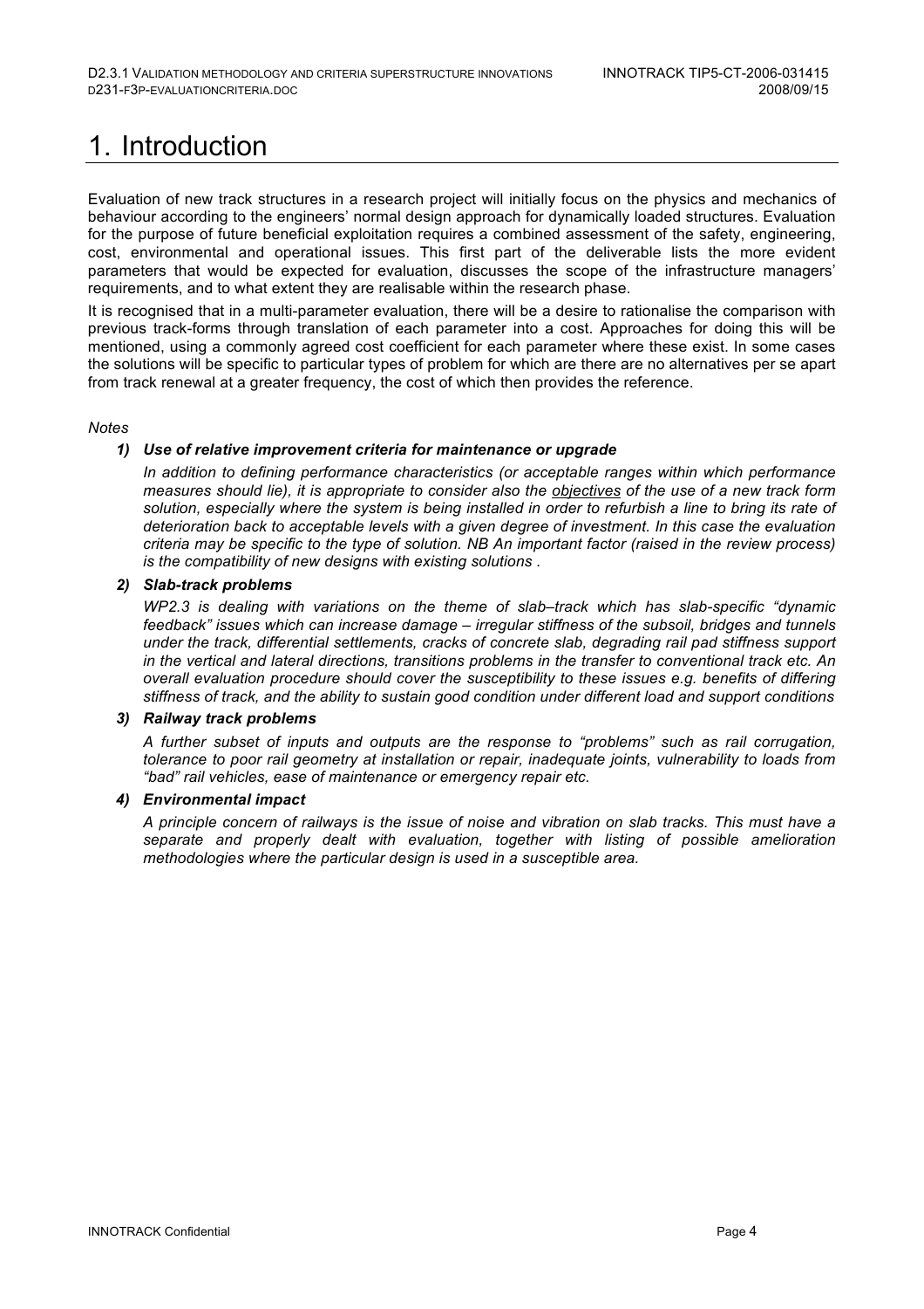# 1. Introduction

Evaluation of new track structures in a research project will initially focus on the physics and mechanics of behaviour according to the engineers' normal design approach for dynamically loaded structures. Evaluation for the purpose of future beneficial exploitation requires a combined assessment of the safety, engineering, cost, environmental and operational issues. This first part of the deliverable lists the more evident parameters that would be expected for evaluation, discusses the scope of the infrastructure managers' requirements, and to what extent they are realisable within the research phase.

It is recognised that in a multi-parameter evaluation, there will be a desire to rationalise the comparison with previous track-forms through translation of each parameter into a cost. Approaches for doing this will be mentioned, using a commonly agreed cost coefficient for each parameter where these exist. In some cases the solutions will be specific to particular types of problem for which are there are no alternatives per se apart from track renewal at a greater frequency, the cost of which then provides the reference.

*Notes*

1) ***Use of relative improvement criteria for maintenance or upgrade***

   *In addition to defining performance characteristics (or acceptable ranges within which performance measures should lie), it is appropriate to consider also the objectives of the use of a new track form solution, especially where the system is being installed in order to refurbish a line to bring its rate of deterioration back to acceptable levels with a given degree of investment. In this case the evaluation criteria may be specific to the type of solution. NB An important factor (raised in the review process) is the compatibility of new designs with existing solutions .*

2) ***Slab-track problems***

   *WP2.3 is dealing with variations on the theme of slab–track which has slab-specific "dynamic feedback" issues which can increase damage – irregular stiffness of the subsoil, bridges and tunnels under the track, differential settlements, cracks of concrete slab, degrading rail pad stiffness support in the vertical and lateral directions, transitions problems in the transfer to conventional track etc. An overall evaluation procedure should cover the susceptibility to these issues e.g. benefits of differing stiffness of track, and the ability to sustain good condition under different load and support conditions*

3) ***Railway track problems***

   *A further subset of inputs and outputs are the response to "problems" such as rail corrugation, tolerance to poor rail geometry at installation or repair, inadequate joints, vulnerability to loads from "bad" rail vehicles, ease of maintenance or emergency repair etc.*

4) ***Environmental impact***

   *A principle concern of railways is the issue of noise and vibration on slab tracks. This must have a separate and properly dealt with evaluation, together with listing of possible amelioration methodologies where the particular design is used in a susceptible area.*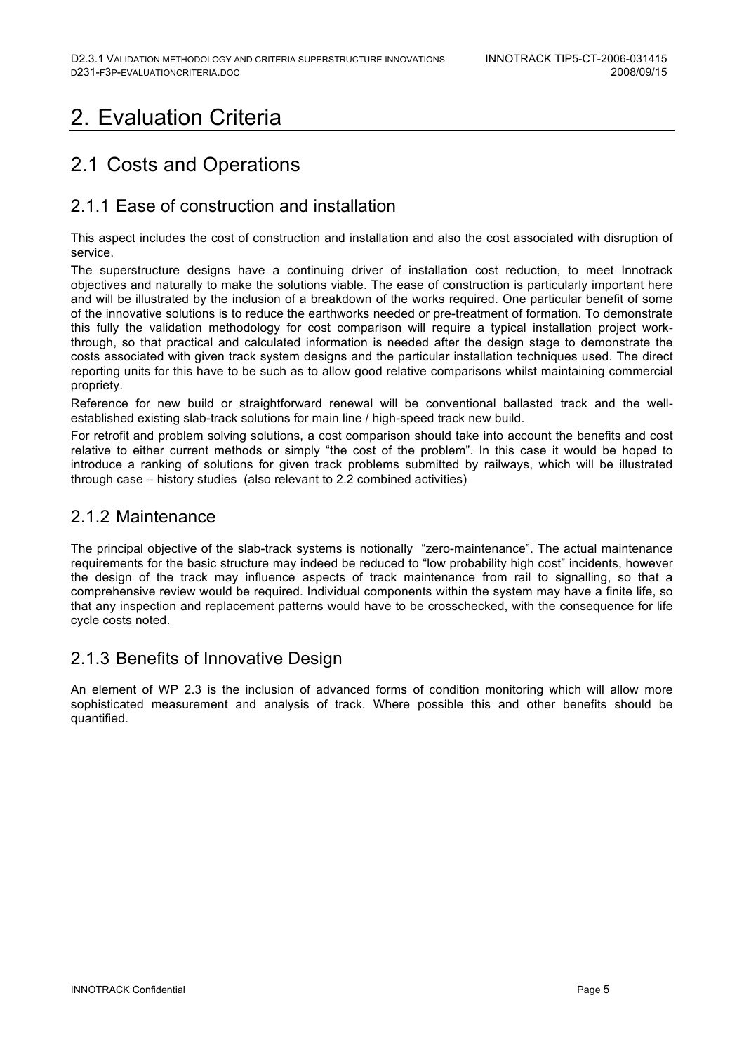# 2. Evaluation Criteria

## 2.1 Costs and Operations

### 2.1.1 Ease of construction and installation

This aspect includes the cost of construction and installation and also the cost associated with disruption of service.

The superstructure designs have a continuing driver of installation cost reduction, to meet Innotrack objectives and naturally to make the solutions viable. The ease of construction is particularly important here and will be illustrated by the inclusion of a breakdown of the works required. One particular benefit of some of the innovative solutions is to reduce the earthworks needed or pre-treatment of formation. To demonstrate this fully the validation methodology for cost comparison will require a typical installation project work-through, so that practical and calculated information is needed after the design stage to demonstrate the costs associated with given track system designs and the particular installation techniques used. The direct reporting units for this have to be such as to allow good relative comparisons whilst maintaining commercial propriety.

Reference for new build or straightforward renewal will be conventional ballasted track and the well-established existing slab-track solutions for main line / high-speed track new build.

For retrofit and problem solving solutions, a cost comparison should take into account the benefits and cost relative to either current methods or simply "the cost of the problem". In this case it would be hoped to introduce a ranking of solutions for given track problems submitted by railways, which will be illustrated through case – history studies (also relevant to 2.2 combined activities)

### 2.1.2 Maintenance

The principal objective of the slab-track systems is notionally "zero-maintenance". The actual maintenance requirements for the basic structure may indeed be reduced to "low probability high cost" incidents, however the design of the track may influence aspects of track maintenance from rail to signalling, so that a comprehensive review would be required. Individual components within the system may have a finite life, so that any inspection and replacement patterns would have to be crosschecked, with the consequence for life cycle costs noted.

### 2.1.3 Benefits of Innovative Design

An element of WP 2.3 is the inclusion of advanced forms of condition monitoring which will allow more sophisticated measurement and analysis of track. Where possible this and other benefits should be quantified.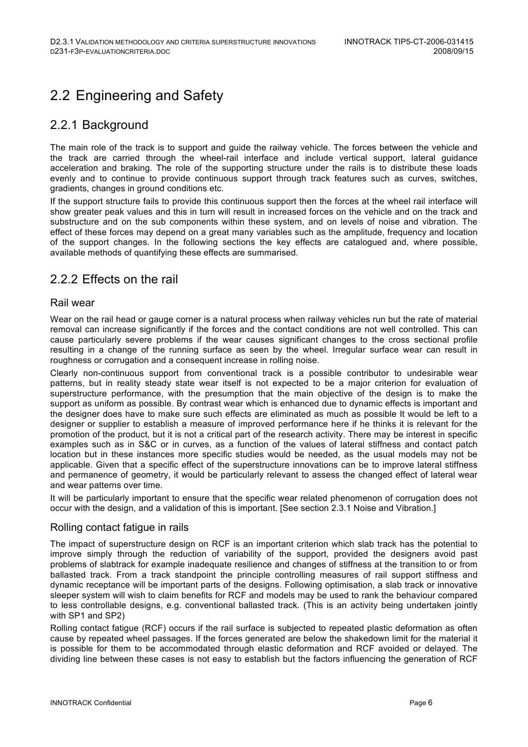# 2.2 Engineering and Safety

## 2.2.1 Background

The main role of the track is to support and guide the railway vehicle. The forces between the vehicle and the track are carried through the wheel-rail interface and include vertical support, lateral guidance acceleration and braking. The role of the supporting structure under the rails is to distribute these loads evenly and to continue to provide continuous support through track features such as curves, switches, gradients, changes in ground conditions etc.

If the support structure fails to provide this continuous support then the forces at the wheel rail interface will show greater peak values and this in turn will result in increased forces on the vehicle and on the track and substructure and on the sub components within these system, and on levels of noise and vibration. The effect of these forces may depend on a great many variables such as the amplitude, frequency and location of the support changes. In the following sections the key effects are catalogued and, where possible, available methods of quantifying these effects are summarised.

## 2.2.2 Effects on the rail

### Rail wear

Wear on the rail head or gauge corner is a natural process when railway vehicles run but the rate of material removal can increase significantly if the forces and the contact conditions are not well controlled. This can cause particularly severe problems if the wear causes significant changes to the cross sectional profile resulting in a change of the running surface as seen by the wheel. Irregular surface wear can result in roughness or corrugation and a consequent increase in rolling noise.

Clearly non-continuous support from conventional track is a possible contributor to undesirable wear patterns, but in reality steady state wear itself is not expected to be a major criterion for evaluation of superstructure performance, with the presumption that the main objective of the design is to make the support as uniform as possible. By contrast wear which is enhanced due to dynamic effects is important and the designer does have to make sure such effects are eliminated as much as possible It would be left to a designer or supplier to establish a measure of improved performance here if he thinks it is relevant for the promotion of the product, but it is not a critical part of the research activity. There may be interest in specific examples such as in S&C or in curves, as a function of the values of lateral stiffness and contact patch location but in these instances more specific studies would be needed, as the usual models may not be applicable. Given that a specific effect of the superstructure innovations can be to improve lateral stiffness and permanence of geometry, it would be particularly relevant to assess the changed effect of lateral wear and wear patterns over time.

It will be particularly important to ensure that the specific wear related phenomenon of corrugation does not occur with the design, and a validation of this is important. [See section 2.3.1 Noise and Vibration.]

### Rolling contact fatigue in rails

The impact of superstructure design on RCF is an important criterion which slab track has the potential to improve simply through the reduction of variability of the support, provided the designers avoid past problems of slabtrack for example inadequate resilience and changes of stiffness at the transition to or from ballasted track. From a track standpoint the principle controlling measures of rail support stiffness and dynamic receptance will be important parts of the designs. Following optimisation, a slab track or innovative sleeper system will wish to claim benefits for RCF and models may be used to rank the behaviour compared to less controllable designs, e.g. conventional ballasted track. (This is an activity being undertaken jointly with SP1 and SP2)

Rolling contact fatigue (RCF) occurs if the rail surface is subjected to repeated plastic deformation as often cause by repeated wheel passages. If the forces generated are below the shakedown limit for the material it is possible for them to be accommodated through elastic deformation and RCF avoided or delayed. The dividing line between these cases is not easy to establish but the factors influencing the generation of RCF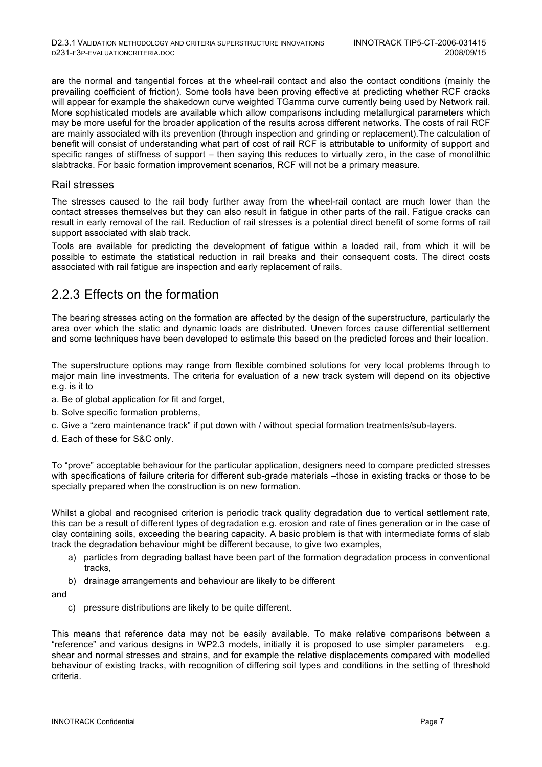are the normal and tangential forces at the wheel-rail contact and also the contact conditions (mainly the prevailing coefficient of friction). Some tools have been proving effective at predicting whether RCF cracks will appear for example the shakedown curve weighted TGamma curve currently being used by Network rail. More sophisticated models are available which allow comparisons including metallurgical parameters which may be more useful for the broader application of the results across different networks. The costs of rail RCF are mainly associated with its prevention (through inspection and grinding or replacement).The calculation of benefit will consist of understanding what part of cost of rail RCF is attributable to uniformity of support and specific ranges of stiffness of support – then saying this reduces to virtually zero, in the case of monolithic slabtracks. For basic formation improvement scenarios, RCF will not be a primary measure.

### Rail stresses

The stresses caused to the rail body further away from the wheel-rail contact are much lower than the contact stresses themselves but they can also result in fatigue in other parts of the rail. Fatigue cracks can result in early removal of the rail. Reduction of rail stresses is a potential direct benefit of some forms of rail support associated with slab track.

Tools are available for predicting the development of fatigue within a loaded rail, from which it will be possible to estimate the statistical reduction in rail breaks and their consequent costs. The direct costs associated with rail fatigue are inspection and early replacement of rails.

## 2.2.3 Effects on the formation

The bearing stresses acting on the formation are affected by the design of the superstructure, particularly the area over which the static and dynamic loads are distributed. Uneven forces cause differential settlement and some techniques have been developed to estimate this based on the predicted forces and their location.

The superstructure options may range from flexible combined solutions for very local problems through to major main line investments. The criteria for evaluation of a new track system will depend on its objective e.g. is it to

a. Be of global application for fit and forget,

b. Solve specific formation problems,

c. Give a "zero maintenance track" if put down with / without special formation treatments/sub-layers.

d. Each of these for S&C only.

To "prove" acceptable behaviour for the particular application, designers need to compare predicted stresses with specifications of failure criteria for different sub-grade materials –those in existing tracks or those to be specially prepared when the construction is on new formation.

Whilst a global and recognised criterion is periodic track quality degradation due to vertical settlement rate, this can be a result of different types of degradation e.g. erosion and rate of fines generation or in the case of clay containing soils, exceeding the bearing capacity. A basic problem is that with intermediate forms of slab track the degradation behaviour might be different because, to give two examples,

a) particles from degrading ballast have been part of the formation degradation process in conventional tracks,

b) drainage arrangements and behaviour are likely to be different

and

c) pressure distributions are likely to be quite different.

This means that reference data may not be easily available. To make relative comparisons between a "reference" and various designs in WP2.3 models, initially it is proposed to use simpler parameters e.g. shear and normal stresses and strains, and for example the relative displacements compared with modelled behaviour of existing tracks, with recognition of differing soil types and conditions in the setting of threshold criteria.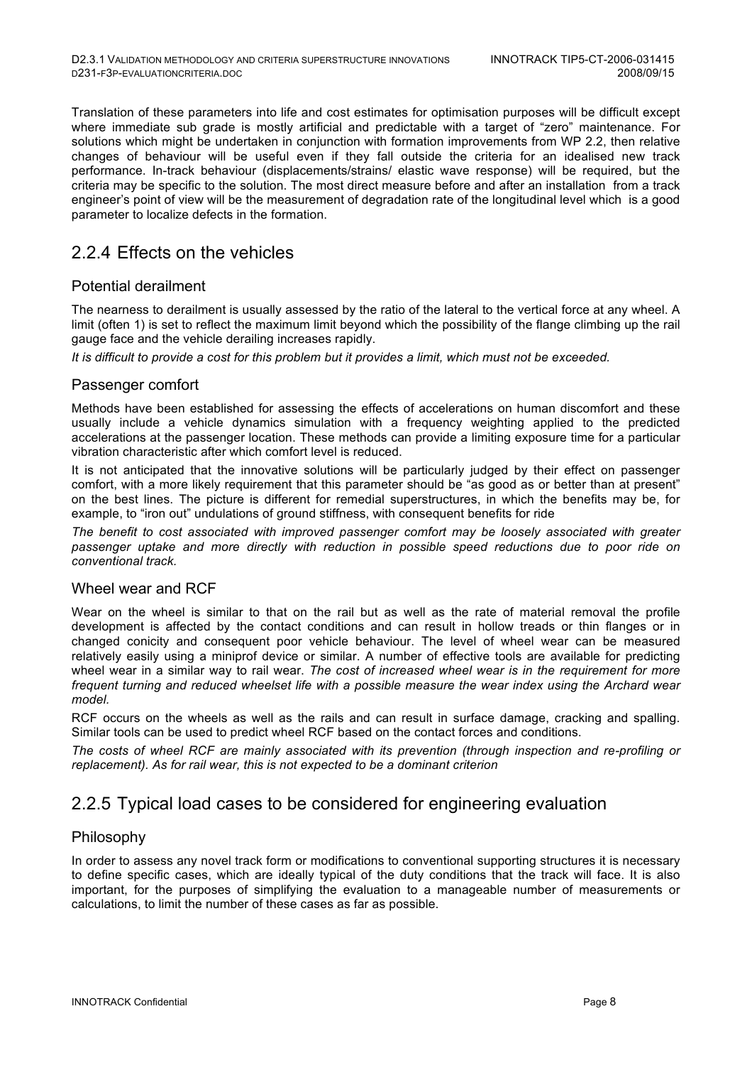Translation of these parameters into life and cost estimates for optimisation purposes will be difficult except where immediate sub grade is mostly artificial and predictable with a target of "zero" maintenance. For solutions which might be undertaken in conjunction with formation improvements from WP 2.2, then relative changes of behaviour will be useful even if they fall outside the criteria for an idealised new track performance. In-track behaviour (displacements/strains/ elastic wave response) will be required, but the criteria may be specific to the solution. The most direct measure before and after an installation from a track engineer's point of view will be the measurement of degradation rate of the longitudinal level which is a good parameter to localize defects in the formation.

## 2.2.4 Effects on the vehicles

### Potential derailment

The nearness to derailment is usually assessed by the ratio of the lateral to the vertical force at any wheel. A limit (often 1) is set to reflect the maximum limit beyond which the possibility of the flange climbing up the rail gauge face and the vehicle derailing increases rapidly.

*It is difficult to provide a cost for this problem but it provides a limit, which must not be exceeded.*

### Passenger comfort

Methods have been established for assessing the effects of accelerations on human discomfort and these usually include a vehicle dynamics simulation with a frequency weighting applied to the predicted accelerations at the passenger location. These methods can provide a limiting exposure time for a particular vibration characteristic after which comfort level is reduced.

It is not anticipated that the innovative solutions will be particularly judged by their effect on passenger comfort, with a more likely requirement that this parameter should be "as good as or better than at present" on the best lines. The picture is different for remedial superstructures, in which the benefits may be, for example, to "iron out" undulations of ground stiffness, with consequent benefits for ride

*The benefit to cost associated with improved passenger comfort may be loosely associated with greater passenger uptake and more directly with reduction in possible speed reductions due to poor ride on conventional track.*

### Wheel wear and RCF

Wear on the wheel is similar to that on the rail but as well as the rate of material removal the profile development is affected by the contact conditions and can result in hollow treads or thin flanges or in changed conicity and consequent poor vehicle behaviour. The level of wheel wear can be measured relatively easily using a miniprof device or similar. A number of effective tools are available for predicting wheel wear in a similar way to rail wear. *The cost of increased wheel wear is in the requirement for more frequent turning and reduced wheelset life with a possible measure the wear index using the Archard wear model.*

RCF occurs on the wheels as well as the rails and can result in surface damage, cracking and spalling. Similar tools can be used to predict wheel RCF based on the contact forces and conditions.

*The costs of wheel RCF are mainly associated with its prevention (through inspection and re-profiling or replacement). As for rail wear, this is not expected to be a dominant criterion*

## 2.2.5 Typical load cases to be considered for engineering evaluation

### Philosophy

In order to assess any novel track form or modifications to conventional supporting structures it is necessary to define specific cases, which are ideally typical of the duty conditions that the track will face. It is also important, for the purposes of simplifying the evaluation to a manageable number of measurements or calculations, to limit the number of these cases as far as possible.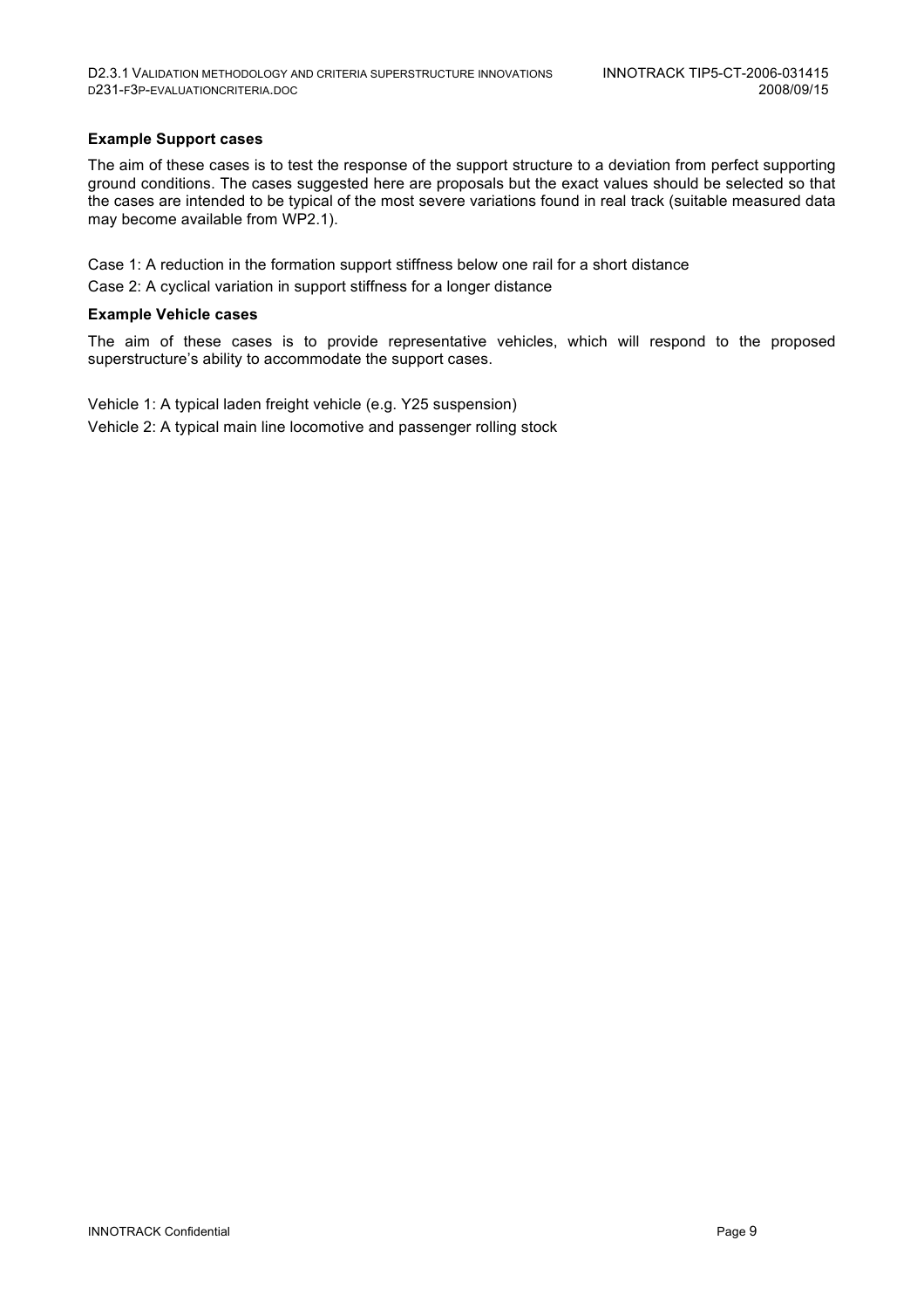**Example Support cases**

The aim of these cases is to test the response of the support structure to a deviation from perfect supporting ground conditions. The cases suggested here are proposals but the exact values should be selected so that the cases are intended to be typical of the most severe variations found in real track (suitable measured data may become available from WP2.1).

Case 1: A reduction in the formation support stiffness below one rail for a short distance

Case 2: A cyclical variation in support stiffness for a longer distance

**Example Vehicle cases**

The aim of these cases is to provide representative vehicles, which will respond to the proposed superstructure's ability to accommodate the support cases.

Vehicle 1: A typical laden freight vehicle (e.g. Y25 suspension)

Vehicle 2: A typical main line locomotive and passenger rolling stock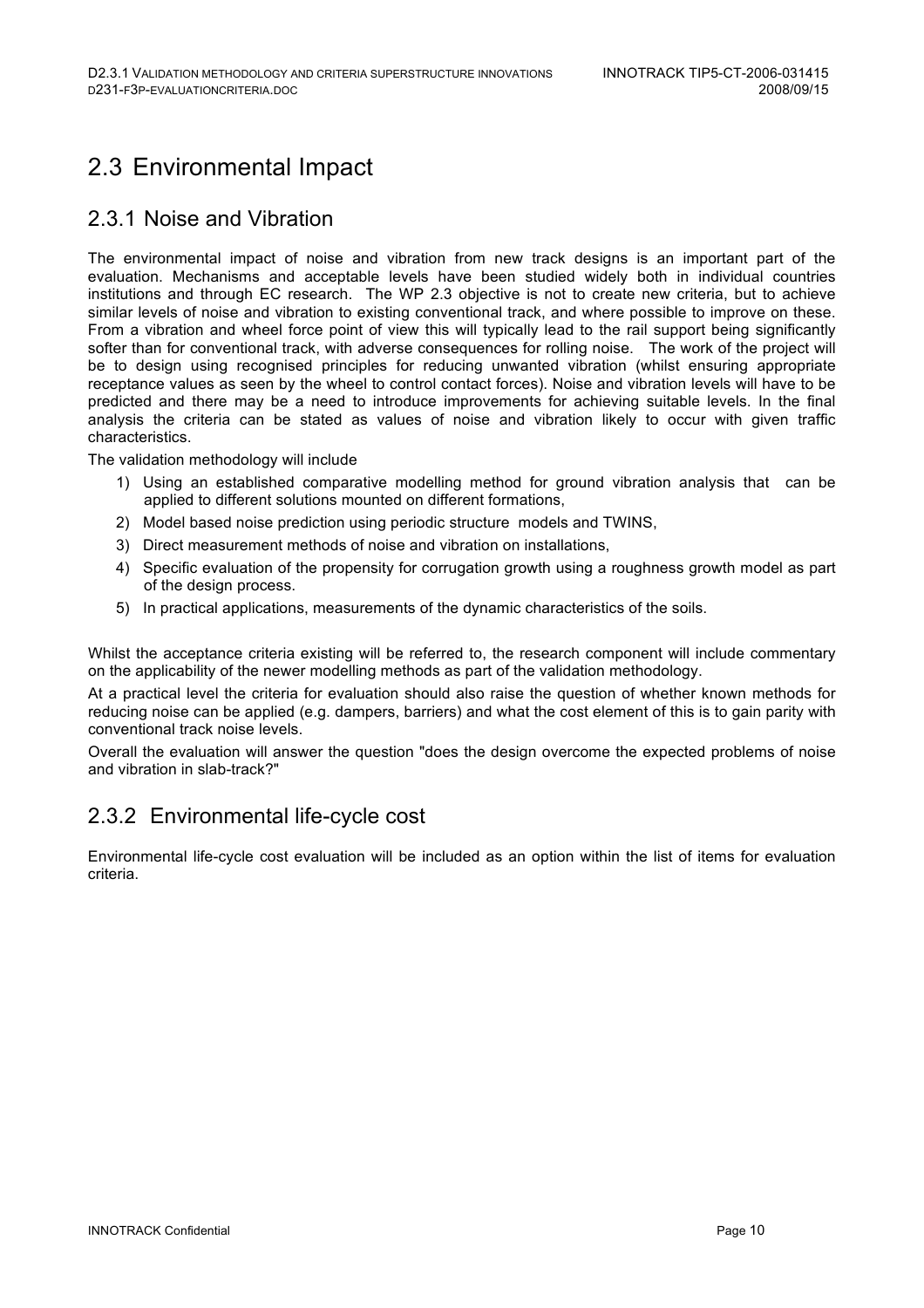# 2.3 Environmental Impact

## 2.3.1 Noise and Vibration

The environmental impact of noise and vibration from new track designs is an important part of the evaluation. Mechanisms and acceptable levels have been studied widely both in individual countries institutions and through EC research. The WP 2.3 objective is not to create new criteria, but to achieve similar levels of noise and vibration to existing conventional track, and where possible to improve on these. From a vibration and wheel force point of view this will typically lead to the rail support being significantly softer than for conventional track, with adverse consequences for rolling noise. The work of the project will be to design using recognised principles for reducing unwanted vibration (whilst ensuring appropriate receptance values as seen by the wheel to control contact forces). Noise and vibration levels will have to be predicted and there may be a need to introduce improvements for achieving suitable levels. In the final analysis the criteria can be stated as values of noise and vibration likely to occur with given traffic characteristics.

The validation methodology will include

1) Using an established comparative modelling method for ground vibration analysis that can be applied to different solutions mounted on different formations,
2) Model based noise prediction using periodic structure models and TWINS,
3) Direct measurement methods of noise and vibration on installations,
4) Specific evaluation of the propensity for corrugation growth using a roughness growth model as part of the design process.
5) In practical applications, measurements of the dynamic characteristics of the soils.

Whilst the acceptance criteria existing will be referred to, the research component will include commentary on the applicability of the newer modelling methods as part of the validation methodology.

At a practical level the criteria for evaluation should also raise the question of whether known methods for reducing noise can be applied (e.g. dampers, barriers) and what the cost element of this is to gain parity with conventional track noise levels.

Overall the evaluation will answer the question "does the design overcome the expected problems of noise and vibration in slab-track?"

## 2.3.2 Environmental life-cycle cost

Environmental life-cycle cost evaluation will be included as an option within the list of items for evaluation criteria.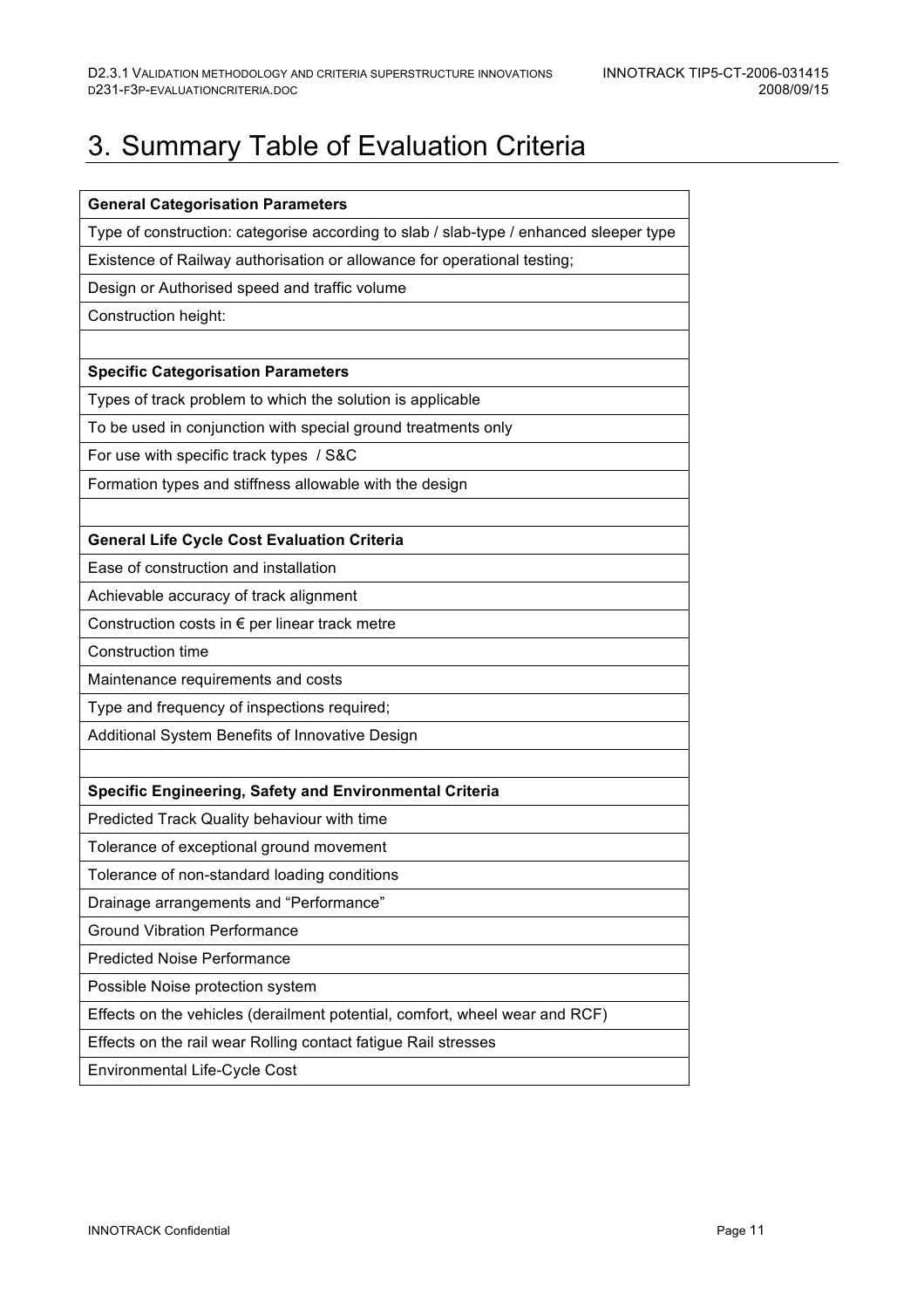# 3. Summary Table of Evaluation Criteria

| **General Categorisation Parameters** |
|---|
| Type of construction: categorise according to slab / slab-type / enhanced sleeper type |
| Existence of Railway authorisation or allowance for operational testing; |
| Design or Authorised speed and traffic volume |
| Construction height: |
| |
| **Specific Categorisation Parameters** |
| Types of track problem to which the solution is applicable |
| To be used in conjunction with special ground treatments only |
| For use with specific track types / S&C |
| Formation types and stiffness allowable with the design |
| |
| **General Life Cycle Cost Evaluation Criteria** |
| Ease of construction and installation |
| Achievable accuracy of track alignment |
| Construction costs in € per linear track metre |
| Construction time |
| Maintenance requirements and costs |
| Type and frequency of inspections required; |
| Additional System Benefits of Innovative Design |
| |
| **Specific Engineering, Safety and Environmental Criteria** |
| Predicted Track Quality behaviour with time |
| Tolerance of exceptional ground movement |
| Tolerance of non-standard loading conditions |
| Drainage arrangements and "Performance" |
| Ground Vibration Performance |
| Predicted Noise Performance |
| Possible Noise protection system |
| Effects on the vehicles (derailment potential, comfort, wheel wear and RCF) |
| Effects on the rail wear Rolling contact fatigue Rail stresses |
| Environmental Life-Cycle Cost |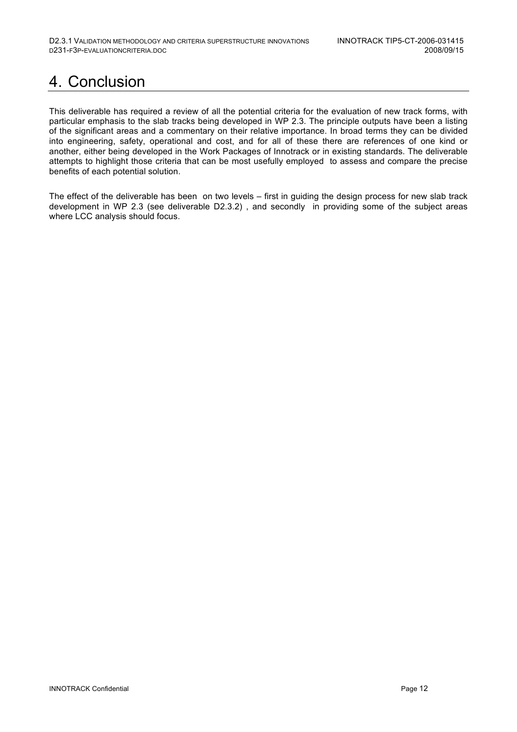# 4. Conclusion

This deliverable has required a review of all the potential criteria for the evaluation of new track forms, with particular emphasis to the slab tracks being developed in WP 2.3. The principle outputs have been a listing of the significant areas and a commentary on their relative importance. In broad terms they can be divided into engineering, safety, operational and cost, and for all of these there are references of one kind or another, either being developed in the Work Packages of Innotrack or in existing standards. The deliverable attempts to highlight those criteria that can be most usefully employed to assess and compare the precise benefits of each potential solution.

The effect of the deliverable has been on two levels – first in guiding the design process for new slab track development in WP 2.3 (see deliverable D2.3.2) , and secondly in providing some of the subject areas where LCC analysis should focus.